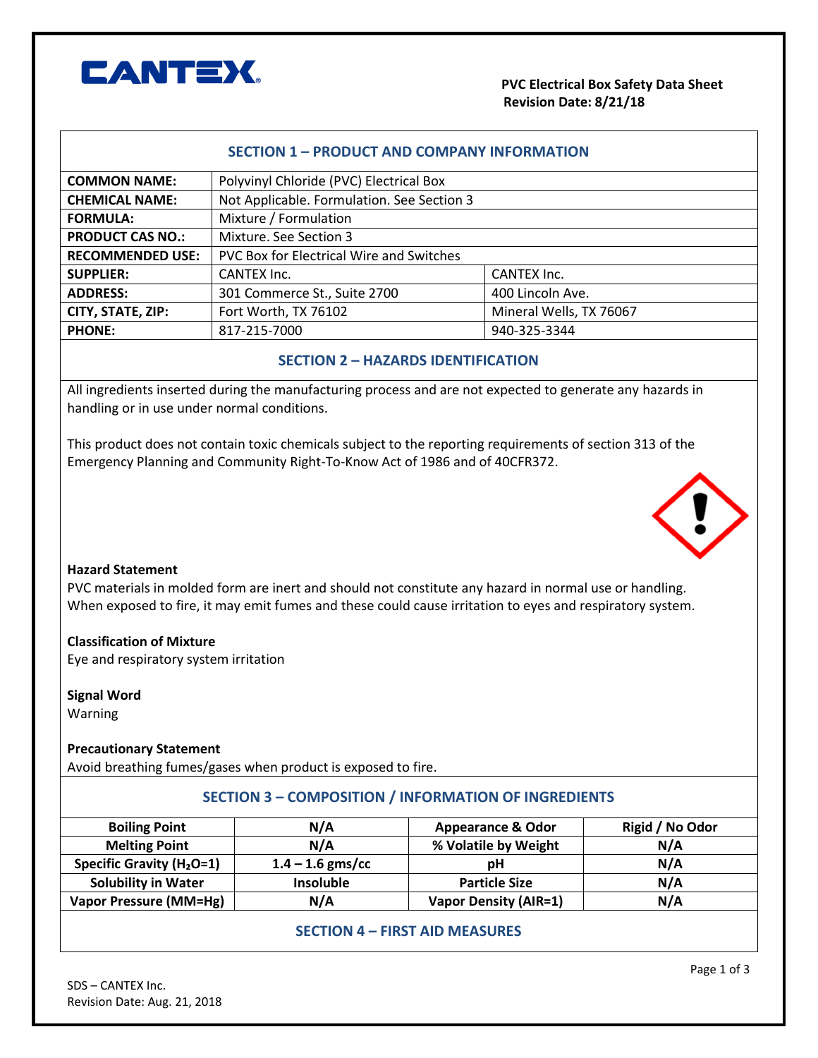CANTEX

**PVC Electrical Box Safety Data Sheet**
**Revision Date: 8/21/18**

## SECTION 1 – PRODUCT AND COMPANY INFORMATION

| | | |
|---|---|---|
| **COMMON NAME:** | Polyvinyl Chloride (PVC) Electrical Box | |
| **CHEMICAL NAME:** | Not Applicable. Formulation. See Section 3 | |
| **FORMULA:** | Mixture / Formulation | |
| **PRODUCT CAS NO.:** | Mixture. See Section 3 | |
| **RECOMMENDED USE:** | PVC Box for Electrical Wire and Switches | |
| **SUPPLIER:** | CANTEX Inc. | CANTEX Inc. |
| **ADDRESS:** | 301 Commerce St., Suite 2700 | 400 Lincoln Ave. |
| **CITY, STATE, ZIP:** | Fort Worth, TX 76102 | Mineral Wells, TX 76067 |
| **PHONE:** | 817-215-7000 | 940-325-3344 |

## SECTION 2 – HAZARDS IDENTIFICATION

All ingredients inserted during the manufacturing process and are not expected to generate any hazards in handling or in use under normal conditions.

This product does not contain toxic chemicals subject to the reporting requirements of section 313 of the Emergency Planning and Community Right-To-Know Act of 1986 and of 40CFR372.

**Hazard Statement**
PVC materials in molded form are inert and should not constitute any hazard in normal use or handling. When exposed to fire, it may emit fumes and these could cause irritation to eyes and respiratory system.

**Classification of Mixture**
Eye and respiratory system irritation

**Signal Word**
Warning

**Precautionary Statement**
Avoid breathing fumes/gases when product is exposed to fire.

## SECTION 3 – COMPOSITION / INFORMATION OF INGREDIENTS

| **Boiling Point** | **N/A** | **Appearance & Odor** | **Rigid / No Odor** |
|---|---|---|---|
| **Melting Point** | **N/A** | **% Volatile by Weight** | **N/A** |
| **Specific Gravity ($H_2O$=1)** | **1.4 – 1.6 gms/cc** | **pH** | **N/A** |
| **Solubility in Water** | **Insoluble** | **Particle Size** | **N/A** |
| **Vapor Pressure (MM=Hg)** | **N/A** | **Vapor Density (AIR=1)** | **N/A** |

## SECTION 4 – FIRST AID MEASURES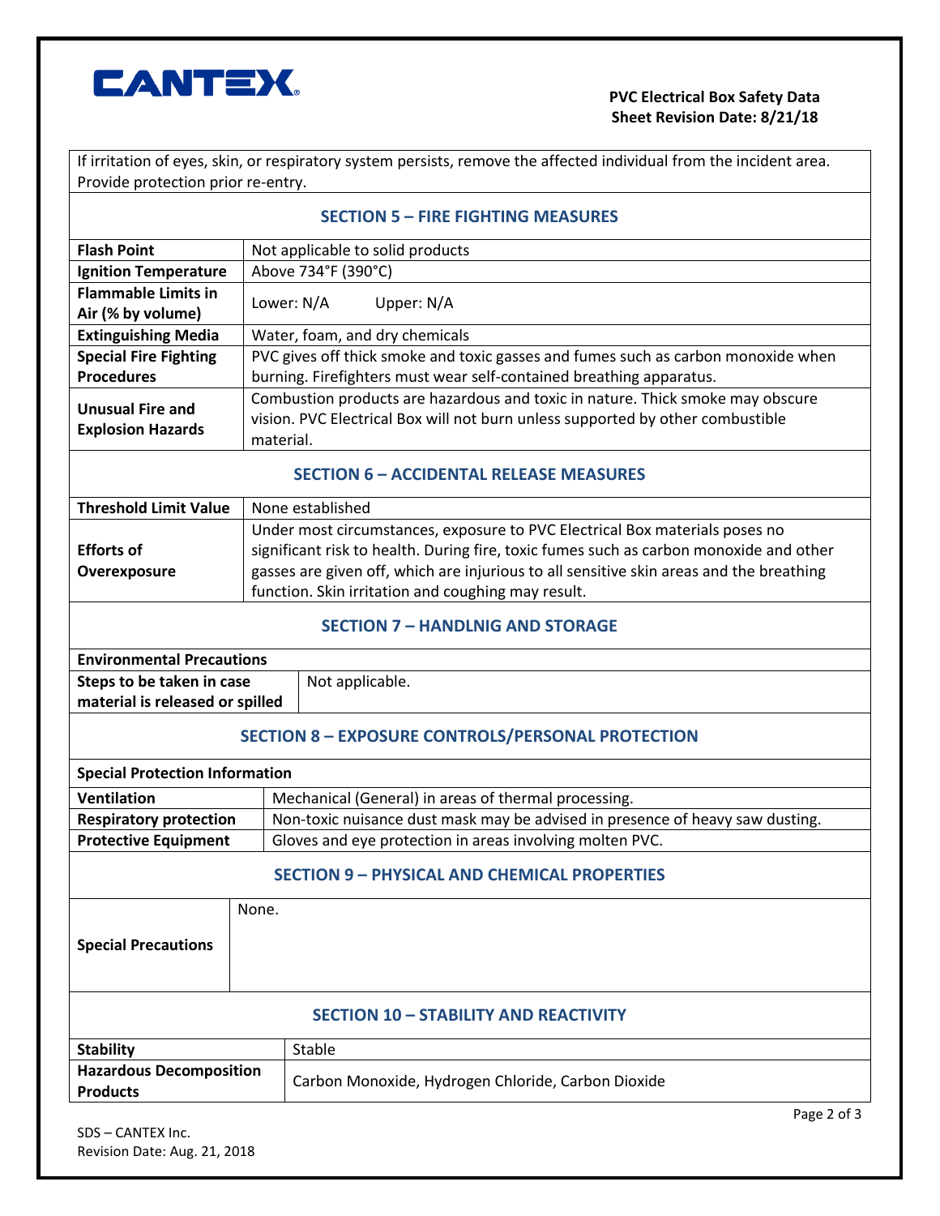If irritation of eyes, skin, or respiratory system persists, remove the affected individual from the incident area. Provide protection prior re-entry.

## SECTION 5 – FIRE FIGHTING MEASURES

| | |
|---|---|
| **Flash Point** | Not applicable to solid products |
| **Ignition Temperature** | Above 734°F (390°C) |
| **Flammable Limits in Air (% by volume)** | Lower: N/A Upper: N/A |
| **Extinguishing Media** | Water, foam, and dry chemicals |
| **Special Fire Fighting Procedures** | PVC gives off thick smoke and toxic gasses and fumes such as carbon monoxide when burning. Firefighters must wear self-contained breathing apparatus. |
| **Unusual Fire and Explosion Hazards** | Combustion products are hazardous and toxic in nature. Thick smoke may obscure vision. PVC Electrical Box will not burn unless supported by other combustible material. |

## SECTION 6 – ACCIDENTAL RELEASE MEASURES

| | |
|---|---|
| **Threshold Limit Value** | None established |
| **Efforts of Overexposure** | Under most circumstances, exposure to PVC Electrical Box materials poses no significant risk to health. During fire, toxic fumes such as carbon monoxide and other gasses are given off, which are injurious to all sensitive skin areas and the breathing function. Skin irritation and coughing may result. |

## SECTION 7 – HANDLNIG AND STORAGE

| **Environmental Precautions** | |
|---|---|
| **Steps to be taken in case material is released or spilled** | Not applicable. |

## SECTION 8 – EXPOSURE CONTROLS/PERSONAL PROTECTION

| **Special Protection Information** | |
|---|---|
| **Ventilation** | Mechanical (General) in areas of thermal processing. |
| **Respiratory protection** | Non-toxic nuisance dust mask may be advised in presence of heavy saw dusting. |
| **Protective Equipment** | Gloves and eye protection in areas involving molten PVC. |

## SECTION 9 – PHYSICAL AND CHEMICAL PROPERTIES

| | |
|---|---|
| **Special Precautions** | None. |

## SECTION 10 – STABILITY AND REACTIVITY

| | |
|---|---|
| **Stability** | Stable |
| **Hazardous Decomposition Products** | Carbon Monoxide, Hydrogen Chloride, Carbon Dioxide |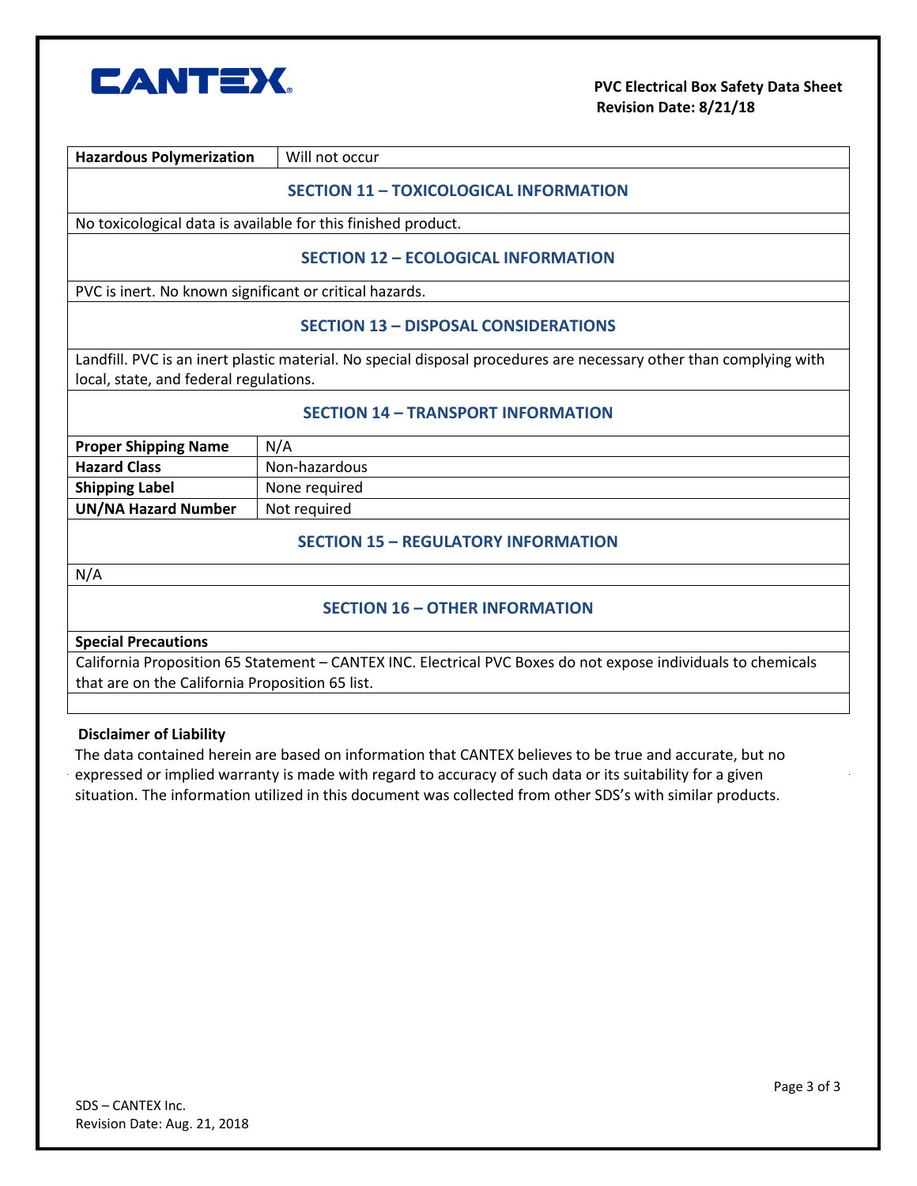| | |
|---|---|
| **Hazardous Polymerization** | Will not occur |

## SECTION 11 – TOXICOLOGICAL INFORMATION

No toxicological data is available for this finished product.

## SECTION 12 – ECOLOGICAL INFORMATION

PVC is inert. No known significant or critical hazards.

## SECTION 13 – DISPOSAL CONSIDERATIONS

Landfill. PVC is an inert plastic material. No special disposal procedures are necessary other than complying with local, state, and federal regulations.

## SECTION 14 – TRANSPORT INFORMATION

| | |
|---|---|
| **Proper Shipping Name** | N/A |
| **Hazard Class** | Non-hazardous |
| **Shipping Label** | None required |
| **UN/NA Hazard Number** | Not required |

## SECTION 15 – REGULATORY INFORMATION

N/A

## SECTION 16 – OTHER INFORMATION

**Special Precautions**

California Proposition 65 Statement – CANTEX INC. Electrical PVC Boxes do not expose individuals to chemicals that are on the California Proposition 65 list.

**Disclaimer of Liability**

The data contained herein are based on information that CANTEX believes to be true and accurate, but no expressed or implied warranty is made with regard to accuracy of such data or its suitability for a given situation. The information utilized in this document was collected from other SDS's with similar products.